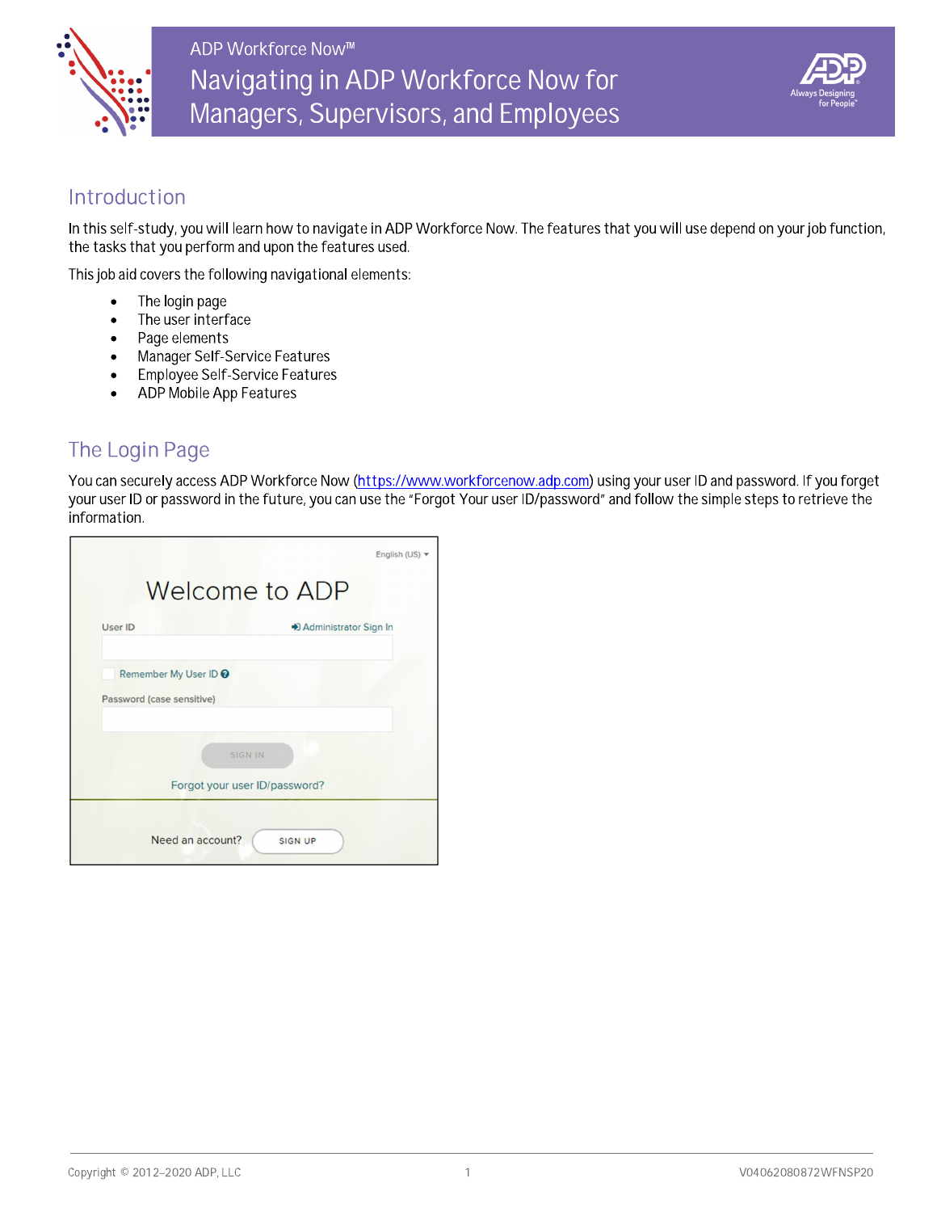ADP Workforce Now™

# Navigating in ADP Workforce Now for Managers, Supervisors, and Employees

## Introduction

In this self-study, you will learn how to navigate in ADP Workforce Now. The features that you will use depend on your job function, the tasks that you perform and upon the features used.

This job aid covers the following navigational elements:

- The login page
- The user interface
- Page elements
- Manager Self-Service Features
- Employee Self-Service Features
- ADP Mobile App Features

## The Login Page

You can securely access ADP Workforce Now (https://www.workforcenow.adp.com) using your user ID and password. If you forget your user ID or password in the future, you can use the "Forgot Your user ID/password" and follow the simple steps to retrieve the information.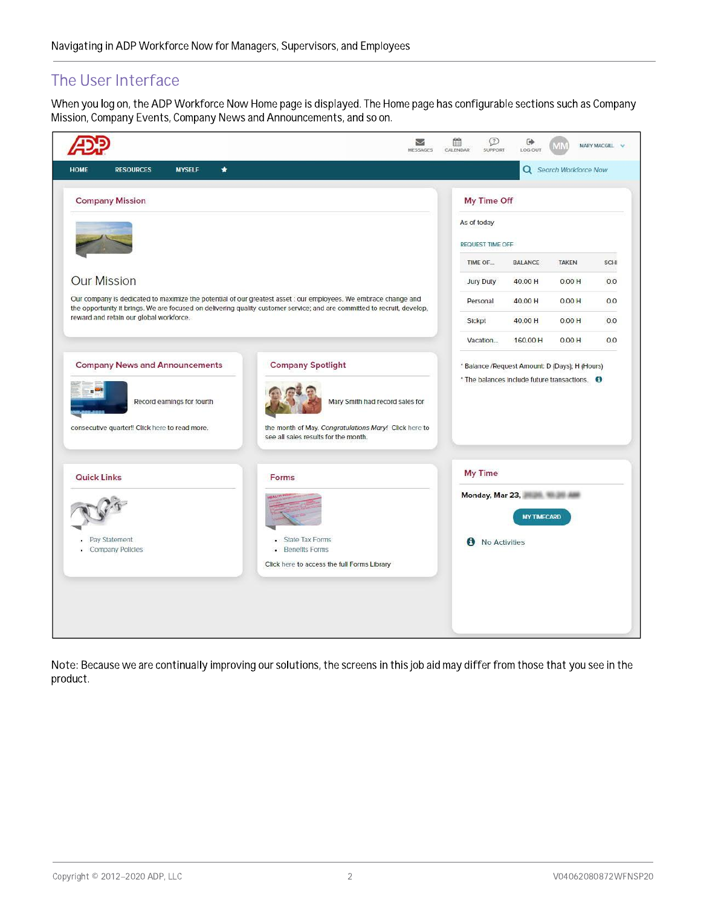## The User Interface

When you log on, the ADP Workforce Now Home page is displayed. The Home page has configurable sections such as Company Mission, Company Events, Company News and Announcements, and so on.

Note: Because we are continually improving our solutions, the screens in this job aid may differ from those that you see in the product.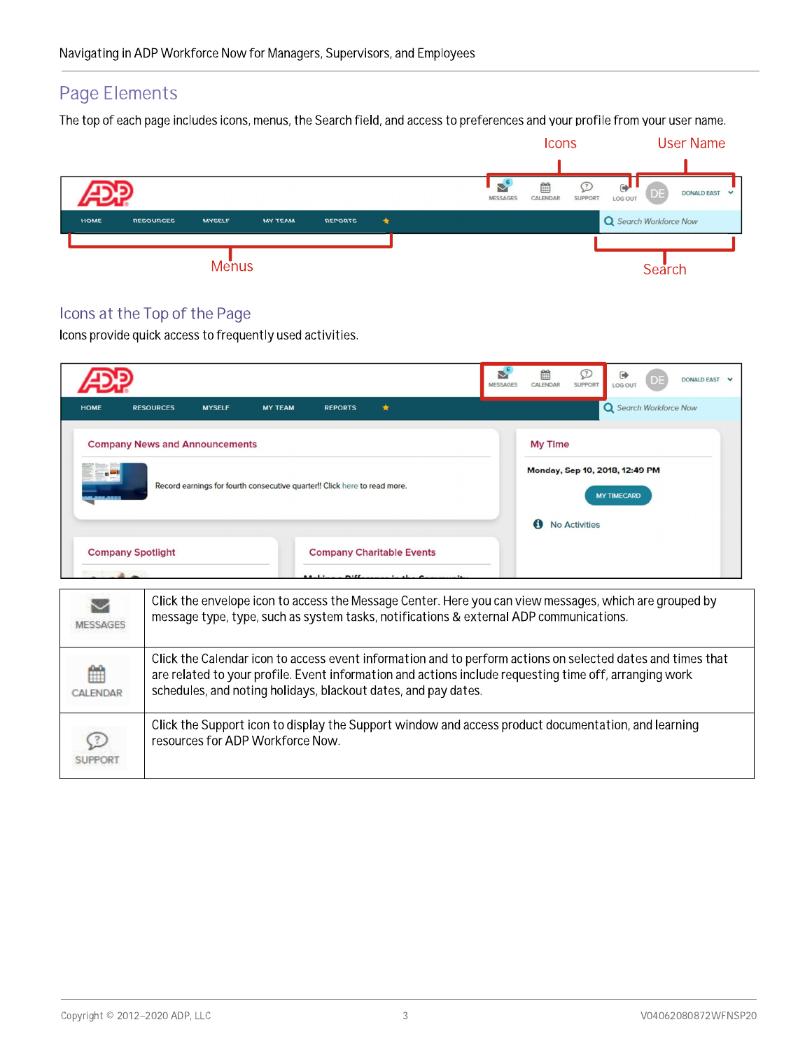## Page Elements

The top of each page includes icons, menus, the Search field, and access to preferences and your profile from your user name.

### Icons at the Top of the Page

Icons provide quick access to frequently used activities.

| | |
|---|---|
| MESSAGES | Click the envelope icon to access the Message Center. Here you can view messages, which are grouped by message type, type, such as system tasks, notifications & external ADP communications. |
| CALENDAR | Click the Calendar icon to access event information and to perform actions on selected dates and times that are related to your profile. Event information and actions include requesting time off, arranging work schedules, and noting holidays, blackout dates, and pay dates. |
| SUPPORT | Click the Support icon to display the Support window and access product documentation, and learning resources for ADP Workforce Now. |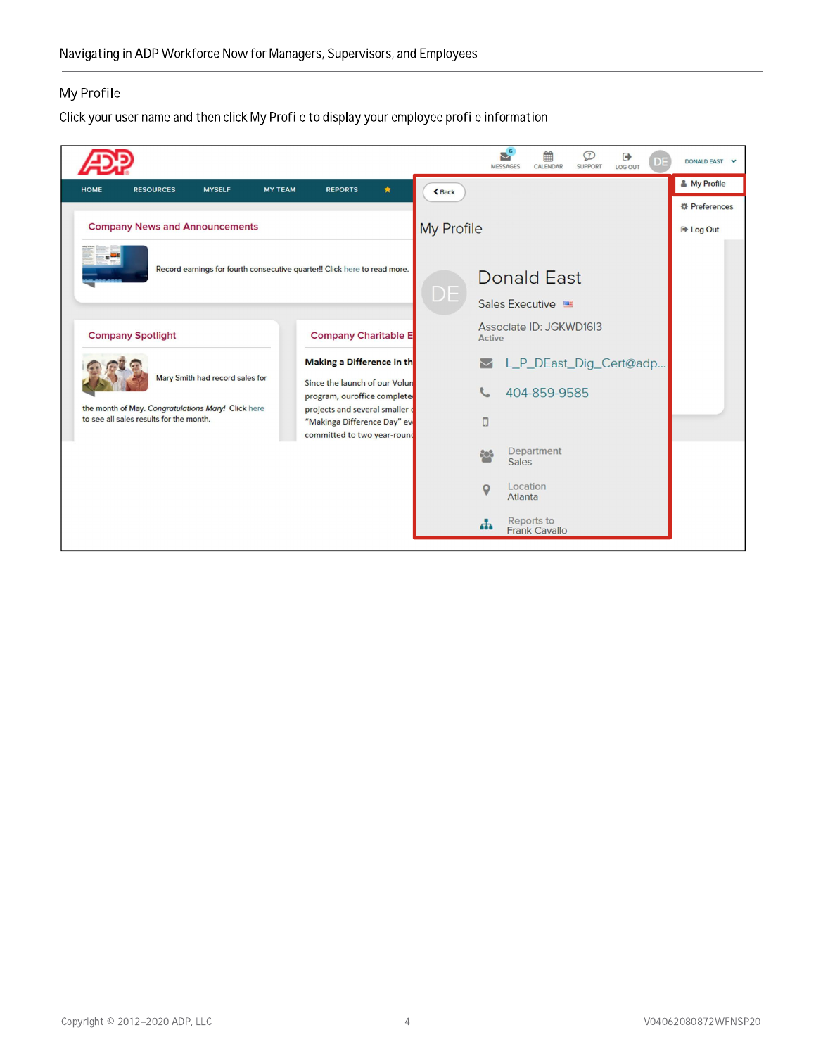## My Profile

Click your user name and then click My Profile to display your employee profile information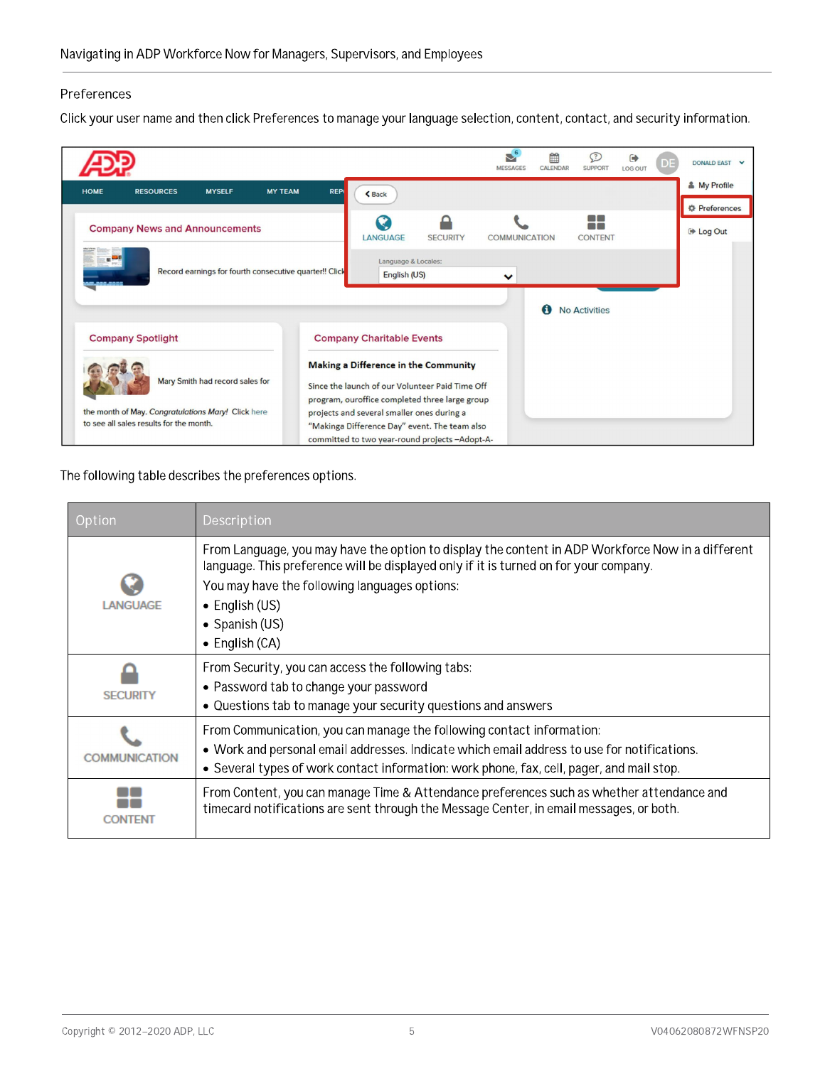## Preferences

Click your user name and then click Preferences to manage your language selection, content, contact, and security information.

The following table describes the preferences options.

| Option | Description |
|---|---|
| LANGUAGE | From Language, you may have the option to display the content in ADP Workforce Now in a different language. This preference will be displayed only if it is turned on for your company.<br>You may have the following languages options:<br>• English (US)<br>• Spanish (US)<br>• English (CA) |
| SECURITY | From Security, you can access the following tabs:<br>• Password tab to change your password<br>• Questions tab to manage your security questions and answers |
| COMMUNICATION | From Communication, you can manage the following contact information:<br>• Work and personal email addresses. Indicate which email address to use for notifications.<br>• Several types of work contact information: work phone, fax, cell, pager, and mail stop. |
| CONTENT | From Content, you can manage Time & Attendance preferences such as whether attendance and timecard notifications are sent through the Message Center, in email messages, or both. |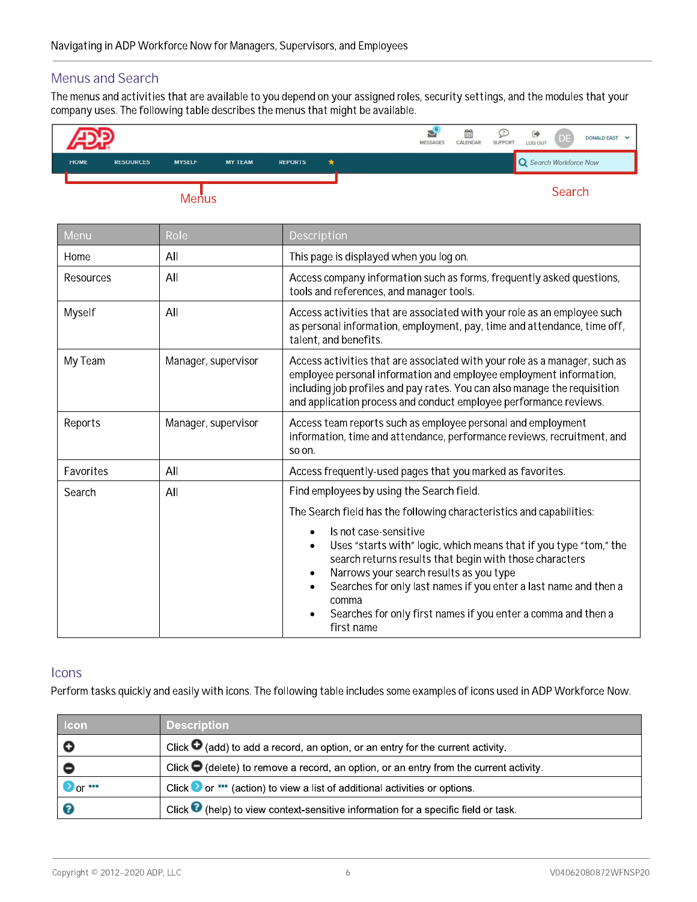## Menus and Search

The menus and activities that are available to you depend on your assigned roles, security settings, and the modules that your company uses. The following table describes the menus that might be available.

| Menu | Role | Description |
|---|---|---|
| Home | All | This page is displayed when you log on. |
| Resources | All | Access company information such as forms, frequently asked questions, tools and references, and manager tools. |
| Myself | All | Access activities that are associated with your role as an employee such as personal information, employment, pay, time and attendance, time off, talent, and benefits. |
| My Team | Manager, supervisor | Access activities that are associated with your role as a manager, such as employee personal information and employee employment information, including job profiles and pay rates. You can also manage the requisition and application process and conduct employee performance reviews. |
| Reports | Manager, supervisor | Access team reports such as employee personal and employment information, time and attendance, performance reviews, recruitment, and so on. |
| Favorites | All | Access frequently-used pages that you marked as favorites. |
| Search | All | Find employees by using the Search field.<br><br>The Search field has the following characteristics and capabilities:<br>• Is not case-sensitive<br>• Uses "starts with" logic, which means that if you type "tom," the search returns results that begin with those characters<br>• Narrows your search results as you type<br>• Searches for only last names if you enter a last name and then a comma<br>• Searches for only first names if you enter a comma and then a first name |

## Icons

Perform tasks quickly and easily with icons. The following table includes some examples of icons used in ADP Workforce Now.

| Icon | Description |
|---|---|
| ⊕ | Click ⊕ (add) to add a record, an option, or an entry for the current activity. |
| ⊖ | Click ⊖ (delete) to remove a record, an option, or an entry from the current activity. |
| › or ••• | Click › or ••• (action) to view a list of additional activities or options. |
| ? | Click ? (help) to view context-sensitive information for a specific field or task. |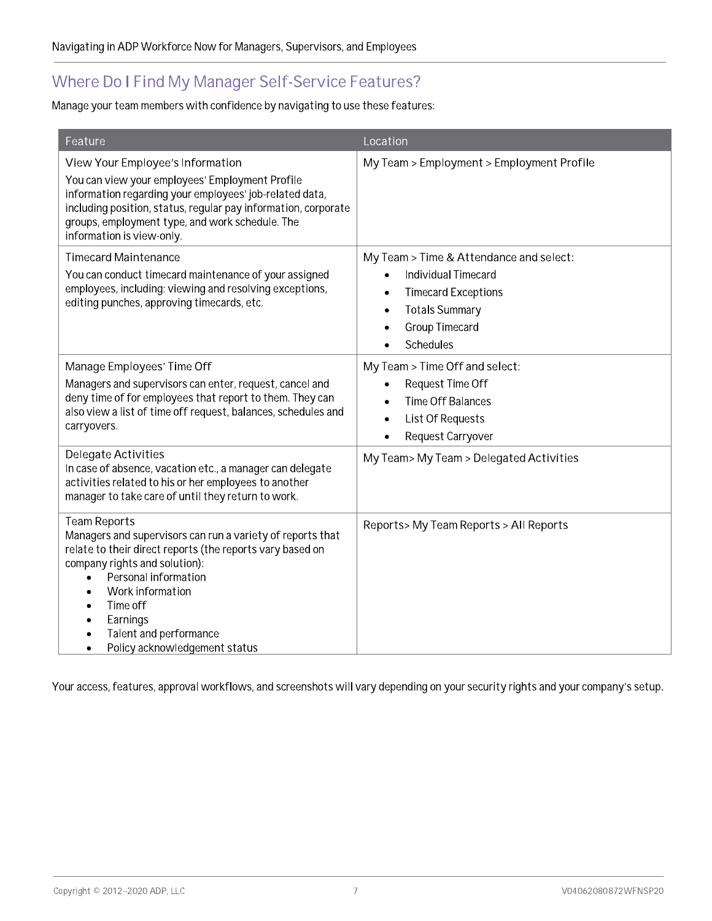## Where Do I Find My Manager Self-Service Features?

Manage your team members with confidence by navigating to use these features:

| Feature | Location |
| --- | --- |
| View Your Employee's Information<br>You can view your employees' Employment Profile information regarding your employees' job-related data, including position, status, regular pay information, corporate groups, employment type, and work schedule. The information is view-only. | My Team > Employment > Employment Profile |
| Timecard Maintenance<br>You can conduct timecard maintenance of your assigned employees, including: viewing and resolving exceptions, editing punches, approving timecards, etc. | My Team > Time & Attendance and select:<br>• Individual Timecard<br>• Timecard Exceptions<br>• Totals Summary<br>• Group Timecard<br>• Schedules |
| Manage Employees' Time Off<br>Managers and supervisors can enter, request, cancel and deny time of for employees that report to them. They can also view a list of time off request, balances, schedules and carryovers. | My Team > Time Off and select:<br>• Request Time Off<br>• Time Off Balances<br>• List Of Requests<br>• Request Carryover |
| Delegate Activities<br>In case of absence, vacation etc., a manager can delegate activities related to his or her employees to another manager to take care of until they return to work. | My Team> My Team > Delegated Activities |
| Team Reports<br>Managers and supervisors can run a variety of reports that relate to their direct reports (the reports vary based on company rights and solution):<br>• Personal information<br>• Work information<br>• Time off<br>• Earnings<br>• Talent and performance<br>• Policy acknowledgement status | Reports> My Team Reports > All Reports |

Your access, features, approval workflows, and screenshots will vary depending on your security rights and your company's setup.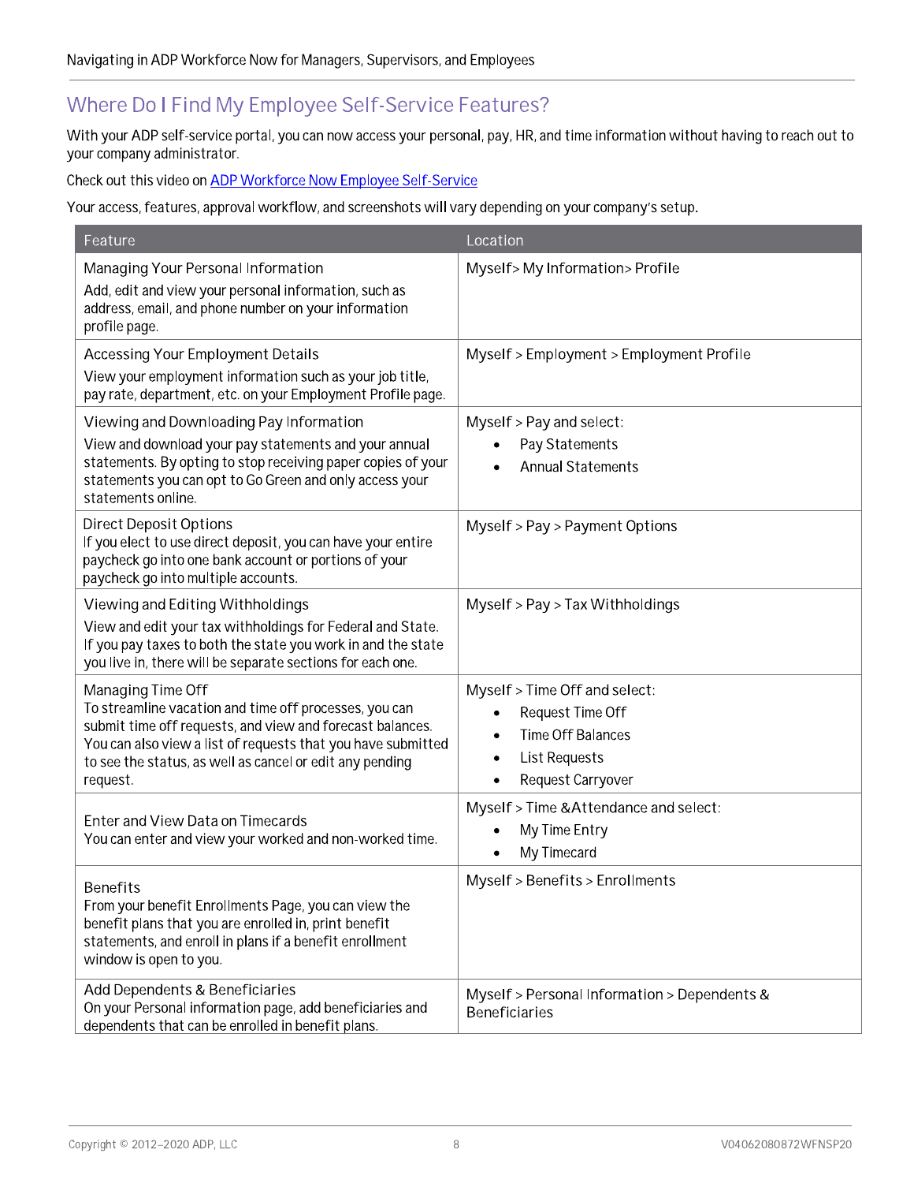## Where Do I Find My Employee Self-Service Features?

With your ADP self-service portal, you can now access your personal, pay, HR, and time information without having to reach out to your company administrator.

Check out this video on [ADP Workforce Now Employee Self-Service]()

Your access, features, approval workflow, and screenshots will vary depending on your company's setup.

| Feature | Location |
|---|---|
| Managing Your Personal Information<br>Add, edit and view your personal information, such as address, email, and phone number on your information profile page. | Myself> My Information> Profile |
| Accessing Your Employment Details<br>View your employment information such as your job title, pay rate, department, etc. on your Employment Profile page. | Myself > Employment > Employment Profile |
| Viewing and Downloading Pay Information<br>View and download your pay statements and your annual statements. By opting to stop receiving paper copies of your statements you can opt to Go Green and only access your statements online. | Myself > Pay and select:<br>• Pay Statements<br>• Annual Statements |
| Direct Deposit Options<br>If you elect to use direct deposit, you can have your entire paycheck go into one bank account or portions of your paycheck go into multiple accounts. | Myself > Pay > Payment Options |
| Viewing and Editing Withholdings<br>View and edit your tax withholdings for Federal and State. If you pay taxes to both the state you work in and the state you live in, there will be separate sections for each one. | Myself > Pay > Tax Withholdings |
| Managing Time Off<br>To streamline vacation and time off processes, you can submit time off requests, and view and forecast balances. You can also view a list of requests that you have submitted to see the status, as well as cancel or edit any pending request. | Myself > Time Off and select:<br>• Request Time Off<br>• Time Off Balances<br>• List Requests<br>• Request Carryover |
| Enter and View Data on Timecards<br>You can enter and view your worked and non-worked time. | Myself > Time &Attendance and select:<br>• My Time Entry<br>• My Timecard |
| Benefits<br>From your benefit Enrollments Page, you can view the benefit plans that you are enrolled in, print benefit statements, and enroll in plans if a benefit enrollment window is open to you. | Myself > Benefits > Enrollments |
| Add Dependents & Beneficiaries<br>On your Personal information page, add beneficiaries and dependents that can be enrolled in benefit plans. | Myself > Personal Information > Dependents & Beneficiaries |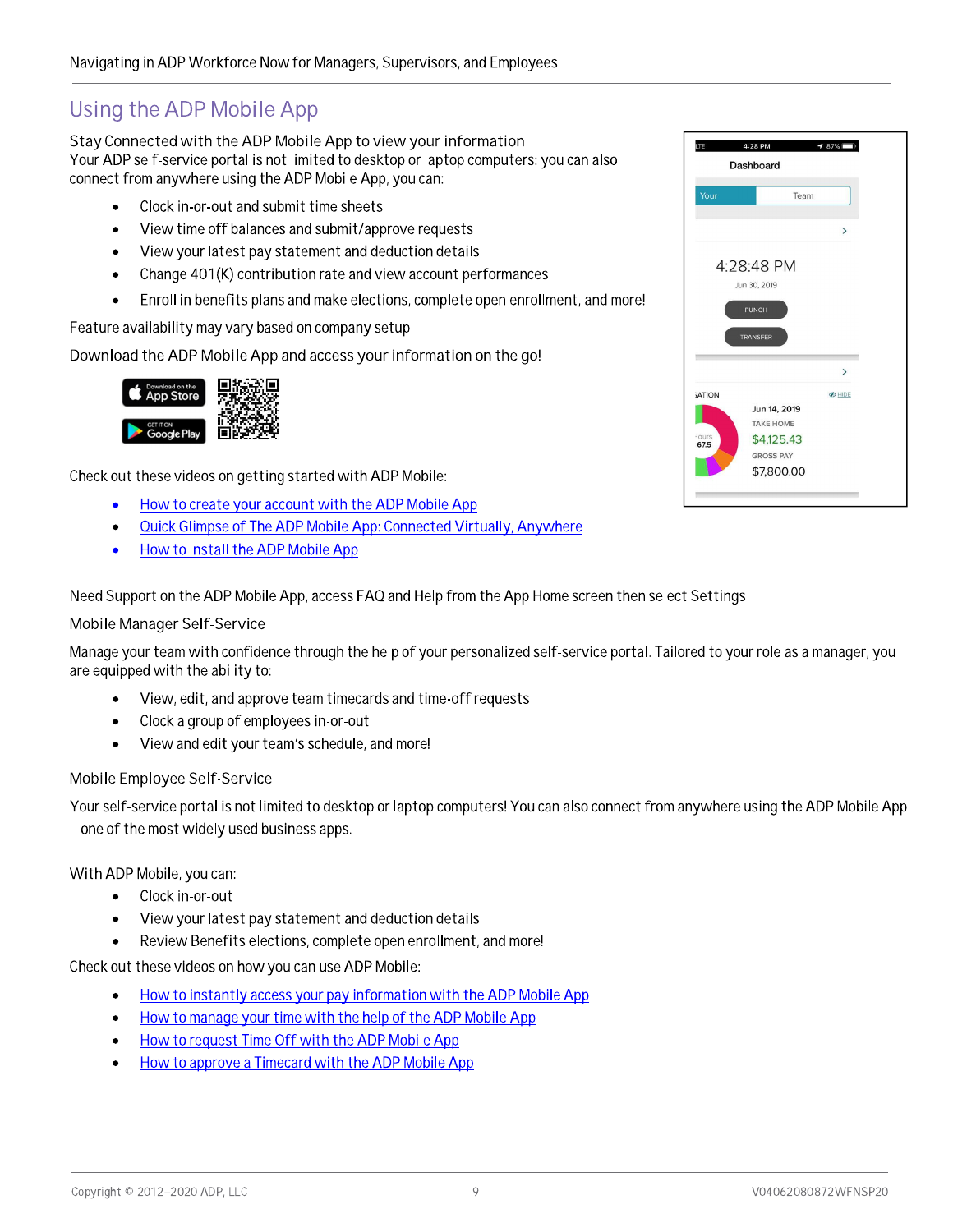## Using the ADP Mobile App

Stay Connected with the ADP Mobile App to view your information
Your ADP self-service portal is not limited to desktop or laptop computers: you can also connect from anywhere using the ADP Mobile App, you can:

- Clock in-or-out and submit time sheets
- View time off balances and submit/approve requests
- View your latest pay statement and deduction details
- Change 401(K) contribution rate and view account performances
- Enroll in benefits plans and make elections, complete open enrollment, and more!

Feature availability may vary based on company setup

Download the ADP Mobile App and access your information on the go!

Check out these videos on getting started with ADP Mobile:

- How to create your account with the ADP Mobile App
- Quick Glimpse of The ADP Mobile App: Connected Virtually, Anywhere
- How to Install the ADP Mobile App

Need Support on the ADP Mobile App, access FAQ and Help from the App Home screen then select Settings

Mobile Manager Self-Service

Manage your team with confidence through the help of your personalized self-service portal. Tailored to your role as a manager, you are equipped with the ability to:

- View, edit, and approve team timecards and time-off requests
- Clock a group of employees in-or-out
- View and edit your team's schedule, and more!

Mobile Employee Self-Service

Your self-service portal is not limited to desktop or laptop computers! You can also connect from anywhere using the ADP Mobile App – one of the most widely used business apps.

With ADP Mobile, you can:

- Clock in-or-out
- View your latest pay statement and deduction details
- Review Benefits elections, complete open enrollment, and more!

Check out these videos on how you can use ADP Mobile:

- How to instantly access your pay information with the ADP Mobile App
- How to manage your time with the help of the ADP Mobile App
- How to request Time Off with ADP Mobile App
- How to approve a Timecard with the ADP Mobile App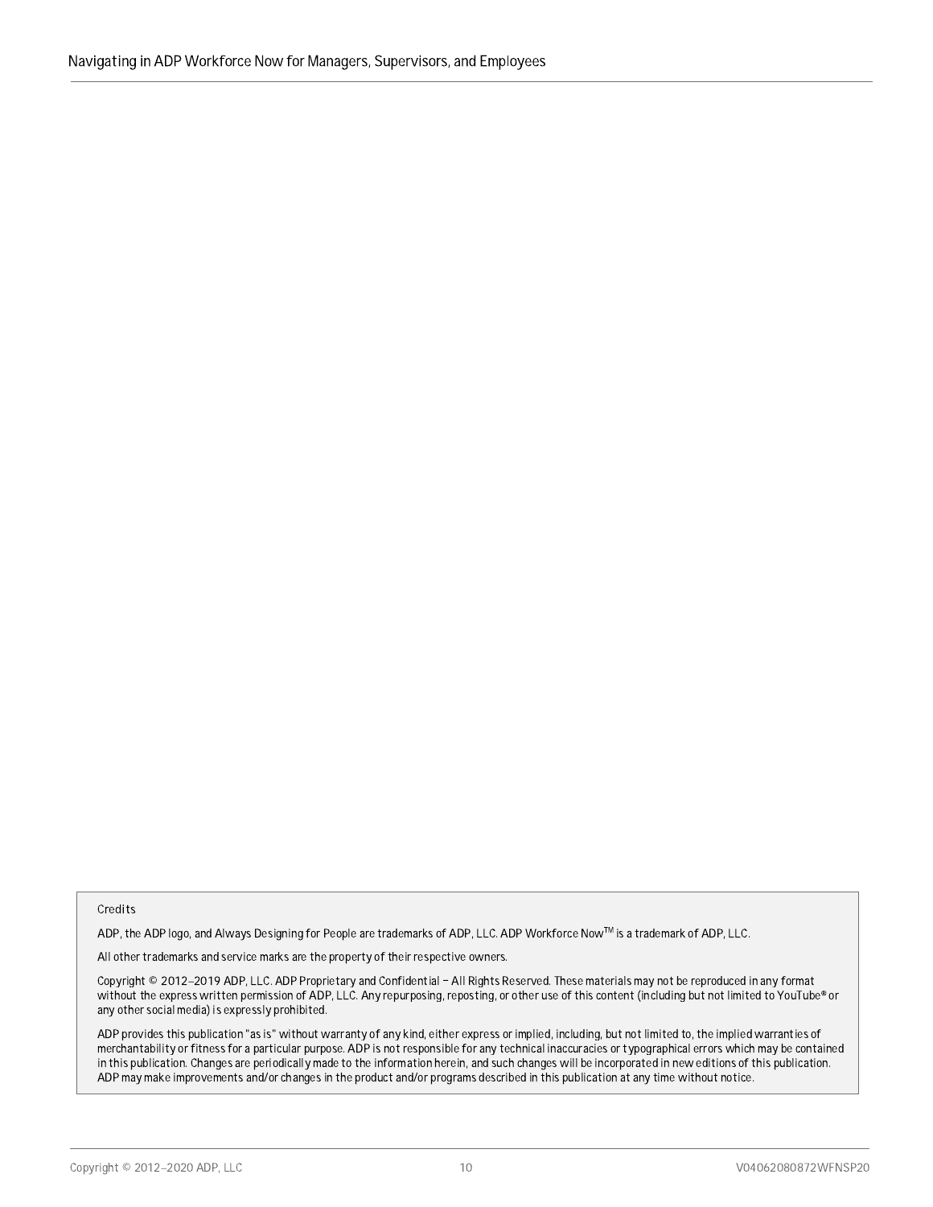Credits

ADP, the ADP logo, and Always Designing for People are trademarks of ADP, LLC. ADP Workforce Now™ is a trademark of ADP, LLC.

All other trademarks and service marks are the property of their respective owners.

Copyright © 2012–2019 ADP, LLC. ADP Proprietary and Confidential – All Rights Reserved. These materials may not be reproduced in any format without the express written permission of ADP, LLC. Any repurposing, reposting, or other use of this content (including but not limited to YouTube® or any other social media) is expressly prohibited.

ADP provides this publication "as is" without warranty of any kind, either express or implied, including, but not limited to, the implied warranties of merchantability or fitness for a particular purpose. ADP is not responsible for any technical inaccuracies or typographical errors which may be contained in this publication. Changes are periodically made to the information herein, and such changes will be incorporated in new editions of this publication. ADP may make improvements and/or changes in the product and/or programs described in this publication at any time without notice.